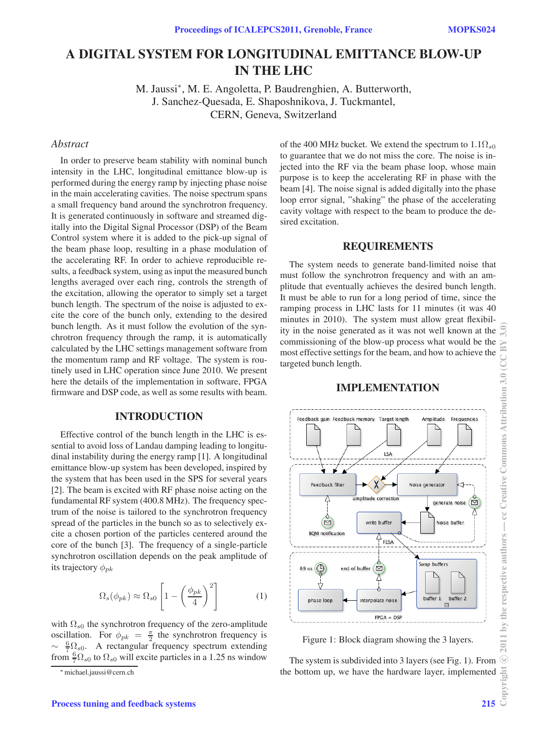# A DIGITAL SYSTEM FOR LONGITUDINAL EMITTANCE BLOW-UP IN THE LHC

M. Jaussi*, M. E. Angoletta, P. Baudrenghien, A. Butterworth, J. Sanchez-Quesada, E. Shaposhnikova, J. Tuckmantel, CERN, Geneva, Switzerland

## *Abstract*

In order to preserve beam stability with nominal bunch intensity in the LHC, longitudinal emittance blow-up is performed during the energy ramp by injecting phase noise in the main accelerating cavities. The noise spectrum spans a small frequency band around the synchrotron frequency. It is generated continuously in software and streamed digitally into the Digital Signal Processor (DSP) of the Beam Control system where it is added to the pick-up signal of the beam phase loop, resulting in a phase modulation of the accelerating RF. In order to achieve reproducible results, a feedback system, using as input the measured bunch lengths averaged over each ring, controls the strength of the excitation, allowing the operator to simply set a target bunch length. The spectrum of the noise is adjusted to excite the core of the bunch only, extending to the desired bunch length. As it must follow the evolution of the synchrotron frequency through the ramp, it is automatically calculated by the LHC settings management software from the momentum ramp and RF voltage. The system is routinely used in LHC operation since June 2010. We present here the details of the implementation in software, FPGA firmware and DSP code, as well as some results with beam.

## INTRODUCTION

Effective control of the bunch length in the LHC is essential to avoid loss of Landau damping leading to longitudinal instability during the energy ramp [1]. A longitudinal emittance blow-up system has been developed, inspired by the system that has been used in the SPS for several years [2]. The beam is excited with RF phase noise acting on the fundamental RF system (400.8 MHz). The frequency spectrum of the noise is tailored to the synchrotron frequency spread of the particles in the bunch so as to selectively excite a chosen portion of the particles centered around the core of the bunch [3]. The frequency of a single-particle synchrotron oscillation depends on the peak amplitude of its trajectory $\phi_{pk}$

$$\Omega_s(\phi_{pk}) \approx \Omega_{s0}\left[1-\left(\frac{\phi_{pk}}{4}\right)^2\right] \tag{1}$$

with $\Omega_{s0}$ the synchrotron frequency of the zero-amplitude oscillation. For $\phi_{pk} = \frac{\pi}{2}$ the synchrotron frequency is $\sim \frac{6}{7}\Omega_{s0}$. A rectangular frequency spectrum extending from $\frac{6}{7}\Omega_{s0}$ to $\Omega_{s0}$ will excite particles in a 1.25 ns window of the 400 MHz bucket. We extend the spectrum to $1.1\Omega_{s0}$ to guarantee that we do not miss the core. The noise is injected into the RF via the beam phase loop, whose main purpose is to keep the accelerating RF in phase with the beam [4]. The noise signal is added digitally into the phase loop error signal, "shaking" the phase of the accelerating cavity voltage with respect to the beam to produce the desired excitation.

\* michael.jaussi@cern.ch

## REQUIREMENTS

The system needs to generate band-limited noise that must follow the synchrotron frequency and with an amplitude that eventually achieves the desired bunch length. It must be able to run for a long period of time, since the ramping process in LHC lasts for 11 minutes (it was 40 minutes in 2010). The system must allow great flexibility in the noise generated as it was not well known at the commissioning of the blow-up process what would be the most effective settings for the beam, and how to achieve the targeted bunch length.

## IMPLEMENTATION

Figure 1: Block diagram showing the 3 layers.

The system is subdivided into 3 layers (see Fig. 1). From the bottom up, we have the hardware layer, implemented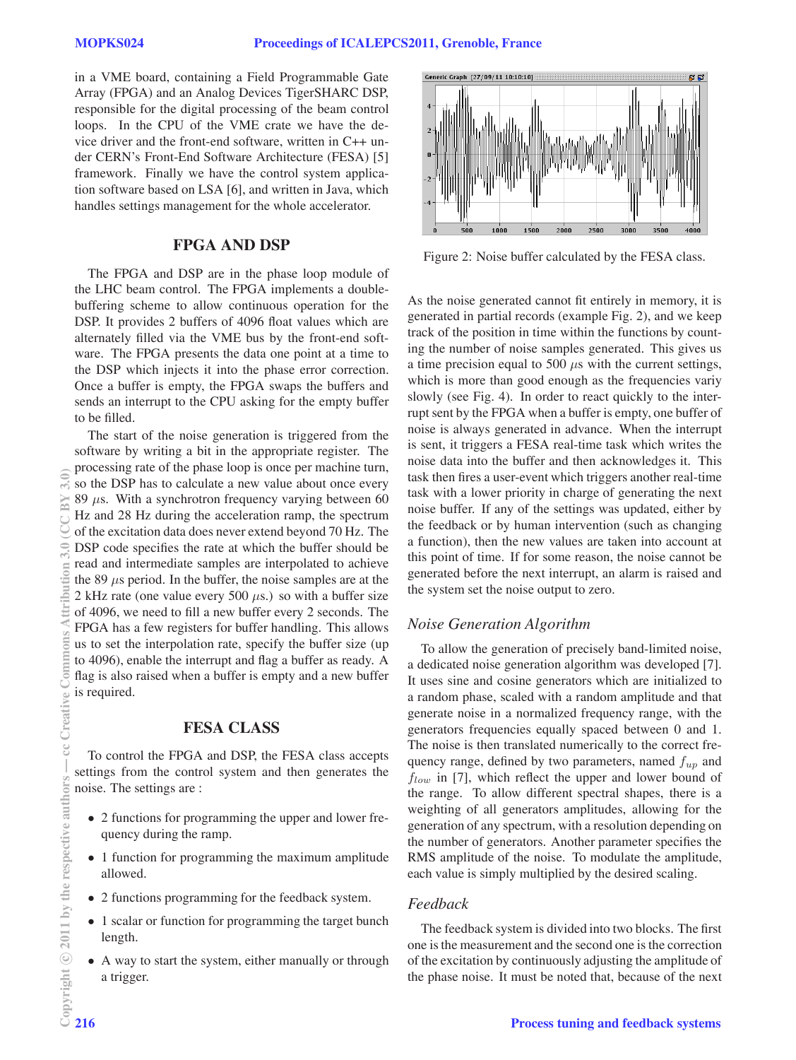in a VME board, containing a Field Programmable Gate Array (FPGA) and an Analog Devices TigerSHARC DSP, responsible for the digital processing of the beam control loops. In the CPU of the VME crate we have the device driver and the front-end software, written in C++ under CERN's Front-End Software Architecture (FESA) [5] framework. Finally we have the control system application software based on LSA [6], and written in Java, which handles settings management for the whole accelerator.

## FPGA AND DSP

The FPGA and DSP are in the phase loop module of the LHC beam control. The FPGA implements a double-buffering scheme to allow continuous operation for the DSP. It provides 2 buffers of 4096 float values which are alternately filled via the VME bus by the front-end software. The FPGA presents the data one point at a time to the DSP which injects it into the phase error correction. Once a buffer is empty, the FPGA swaps the buffers and sends an interrupt to the CPU asking for the empty buffer to be filled.

The start of the noise generation is triggered from the software by writing a bit in the appropriate register. The processing rate of the phase loop is once per machine turn, so the DSP has to calculate a new value about once every 89 $\mu$s. With a synchrotron frequency varying between 60 Hz and 28 Hz during the acceleration ramp, the spectrum of the excitation data does never extend beyond 70 Hz. The DSP code specifies the rate at which the buffer should be read and intermediate samples are interpolated to achieve the 89 $\mu$s period. In the buffer, the noise samples are at the 2 kHz rate (one value every 500 $\mu$s.) so with a buffer size of 4096, we need to fill a new buffer every 2 seconds. The FPGA has a few registers for buffer handling. This allows us to set the interpolation rate, specify the buffer size (up to 4096), enable the interrupt and flag a buffer as ready. A flag is also raised when a buffer is empty and a new buffer is required.

## FESA CLASS

To control the FPGA and DSP, the FESA class accepts settings from the control system and then generates the noise. The settings are :

- 2 functions for programming the upper and lower frequency during the ramp.
- 1 function for programming the maximum amplitude allowed.
- 2 functions programming for the feedback system.
- 1 scalar or function for programming the target bunch length.
- A way to start the system, either manually or through a trigger.

Figure 2: Noise buffer calculated by the FESA class.

As the noise generated cannot fit entirely in memory, it is generated in partial records (example Fig. 2), and we keep track of the position in time within the functions by counting the number of noise samples generated. This gives us a time precision equal to 500 $\mu$s with the current settings, which is more than good enough as the frequencies variy slowly (see Fig. 4). In order to react quickly to the interrupt sent by the FPGA when a buffer is empty, one buffer of noise is always generated in advance. When the interrupt is sent, it triggers a FESA real-time task which writes the noise data into the buffer and then acknowledges it. This task then fires a user-event which triggers another real-time task with a lower priority in charge of generating the next noise buffer. If any of the settings was updated, either by the feedback or by human intervention (such as changing a function), then the new values are taken into account at this point of time. If for some reason, the noise cannot be generated before the next interrupt, an alarm is raised and the system set the noise output to zero.

### *Noise Generation Algorithm*

To allow the generation of precisely band-limited noise, a dedicated noise generation algorithm was developed [7]. It uses sine and cosine generators which are initialized to a random phase, scaled with a random amplitude and that generate noise in a normalized frequency range, with the generators frequencies equally spaced between 0 and 1. The noise is then translated numerically to the correct frequency range, defined by two parameters, named $f_{up}$ and $f_{low}$ in [7], which reflect the upper and lower bound of the range. To allow different spectral shapes, there is a weighting of all generators amplitudes, allowing for the generation of any spectrum, with a resolution depending on the number of generators. Another parameter specifies the RMS amplitude of the noise. To modulate the amplitude, each value is simply multiplied by the desired scaling.

### *Feedback*

The feedback system is divided into two blocks. The first one is the measurement and the second one is the correction of the excitation by continuously adjusting the amplitude of the phase noise. It must be noted that, because of the next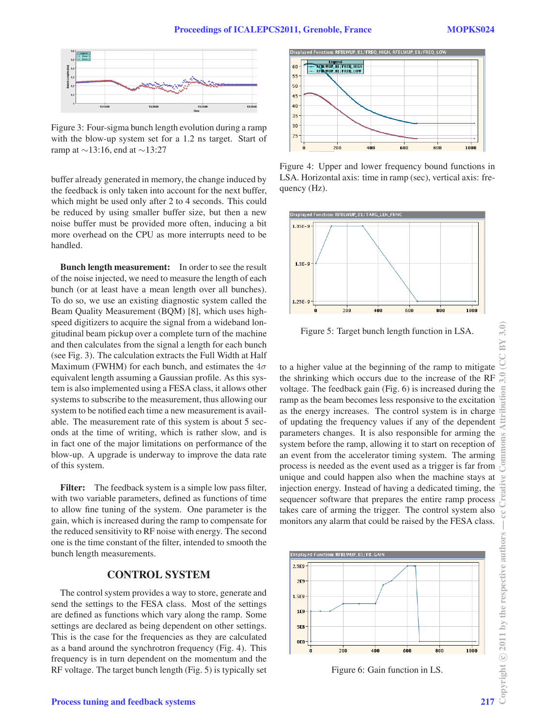Figure 3: Four-sigma bunch length evolution during a ramp with the blow-up system set for a 1.2 ns target. Start of ramp at ∼13:16, end at ∼13:27

buffer already generated in memory, the change induced by the feedback is only taken into account for the next buffer, which might be used only after 2 to 4 seconds. This could be reduced by using smaller buffer size, but then a new noise buffer must be provided more often, inducing a bit more overhead on the CPU as more interrupts need to be handled.

**Bunch length measurement:** In order to see the result of the noise injected, we need to measure the length of each bunch (or at least have a mean length over all bunches). To do so, we use an existing diagnostic system called the Beam Quality Measurement (BQM) [8], which uses high-speed digitizers to acquire the signal from a wideband longitudinal beam pickup over a complete turn of the machine and then calculates from the signal a length for each bunch (see Fig. 3). The calculation extracts the Full Width at Half Maximum (FWHM) for each bunch, and estimates the $4\sigma$ equivalent length assuming a Gaussian profile. As this system is also implemented using a FESA class, it allows other systems to subscribe to the measurement, thus allowing our system to be notified each time a new measurement is available. The measurement rate of this system is about 5 seconds at the time of writing, which is rather slow, and is in fact one of the major limitations on performance of the blow-up. A upgrade is underway to improve the data rate of this system.

**Filter:** The feedback system is a simple low pass filter, with two variable parameters, defined as functions of time to allow fine tuning of the system. One parameter is the gain, which is increased during the ramp to compensate for the reduced sensitivity to RF noise with energy. The second one is the time constant of the filter, intended to smooth the bunch length measurements.

## CONTROL SYSTEM

The control system provides a way to store, generate and send the settings to the FESA class. Most of the settings are defined as functions which vary along the ramp. Some settings are declared as being dependent on other settings. This is the case for the frequencies as they are calculated as a band around the synchrotron frequency (Fig. 4). This frequency is in turn dependent on the momentum and the RF voltage. The target bunch length (Fig. 5) is typically set to a higher value at the beginning of the ramp to mitigate the shrinking which occurs due to the increase of the RF voltage. The feedback gain (Fig. 6) is increased during the ramp as the beam becomes less responsive to the excitation as the energy increases. The control system is in charge of updating the frequency values if any of the dependent parameters changes. It is also responsible for arming the system before the ramp, allowing it to start on reception of an event from the accelerator timing system. The arming process is needed as the event used as a trigger is far from unique and could happen also when the machine stays at injection energy. Instead of having a dedicated timing, the sequencer software that prepares the entire ramp process takes care of arming the trigger. The control system also monitors any alarm that could be raised by the FESA class.

Figure 4: Upper and lower frequency bound functions in LSA. Horizontal axis: time in ramp (sec), vertical axis: frequency (Hz).

Figure 5: Target bunch length function in LSA.

Figure 6: Gain function in LS.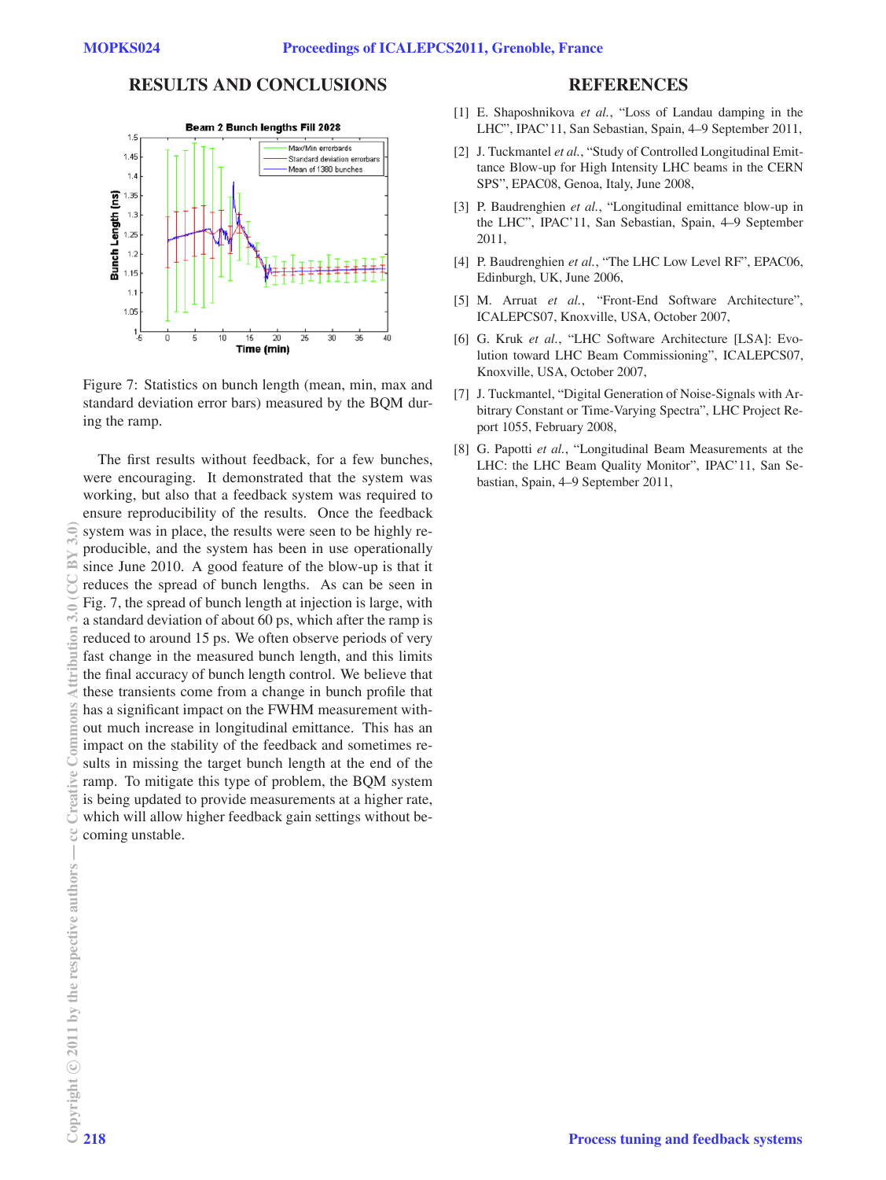## RESULTS AND CONCLUSIONS

Beam 2 Bunch lengths Fill 2028

Max/Min errorbards
Standard deviation errorbars
Mean of 1380 bunches

Bunch Length (ns)

1.5
1.45
1.4
1.35
1.3
1.25
1.2
1.15
1.1
1.05
1

-5 0 5 10 15 20 25 30 35 40

Time (min)

Figure 7: Statistics on bunch length (mean, min, max and standard deviation error bars) measured by the BQM during the ramp.

The first results without feedback, for a few bunches, were encouraging. It demonstrated that the system was working, but also that a feedback system was required to ensure reproducibility of the results. Once the feedback system was in place, the results were seen to be highly reproducible, and the system has been in use operationally since June 2010. A good feature of the blow-up is that it reduces the spread of bunch lengths. As can be seen in Fig. 7, the spread of bunch length at injection is large, with a standard deviation of about 60 ps, which after the ramp is reduced to around 15 ps. We often observe periods of very fast change in the measured bunch length, and this limits the final accuracy of bunch length control. We believe that these transients come from a change in bunch profile that has a significant impact on the FWHM measurement without much increase in longitudinal emittance. This has an impact on the stability of the feedback and sometimes results in missing the target bunch length at the end of the ramp. To mitigate this type of problem, the BQM system is being updated to provide measurements at a higher rate, which will allow higher feedback gain settings without becoming unstable.

## REFERENCES

[1] E. Shaposhnikova *et al.*, "Loss of Landau damping in the LHC", IPAC'11, San Sebastian, Spain, 4–9 September 2011,

[2] J. Tuckmantel *et al.*, "Study of Controlled Longitudinal Emittance Blow-up for High Intensity LHC beams in the CERN SPS", EPAC08, Genoa, Italy, June 2008,

[3] P. Baudrenghien *et al.*, "Longitudinal emittance blow-up in the LHC", IPAC'11, San Sebastian, Spain, 4–9 September 2011,

[4] P. Baudrenghien *et al.*, "The LHC Low Level RF", EPAC06, Edinburgh, UK, June 2006,

[5] M. Arruat *et al.*, "Front-End Software Architecture", ICALEPCS07, Knoxville, USA, October 2007,

[6] G. Kruk *et al.*, "LHC Software Architecture [LSA]: Evolution toward LHC Beam Commissioning", ICALEPCS07, Knoxville, USA, October 2007,

[7] J. Tuckmantel, "Digital Generation of Noise-Signals with Arbitrary Constant or Time-Varying Spectra", LHC Project Report 1055, February 2008,

[8] G. Papotti *et al.*, "Longitudinal Beam Measurements at the LHC: the LHC Beam Quality Monitor", IPAC'11, San Sebastian, Spain, 4–9 September 2011,